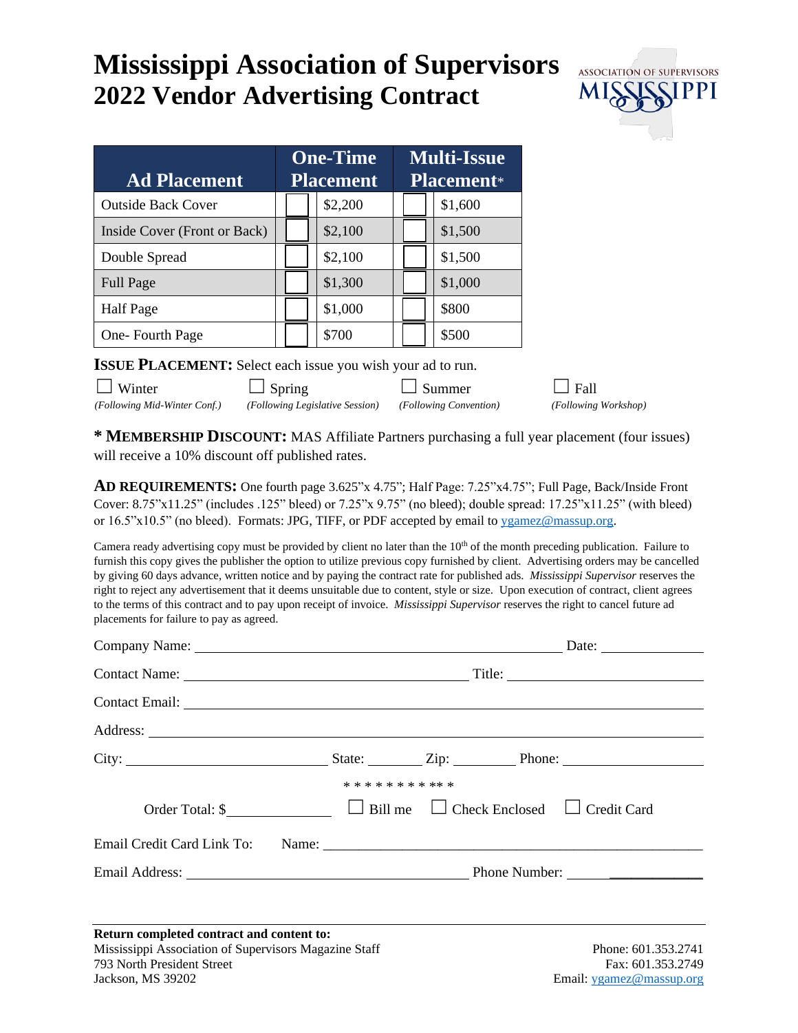# Mississippi Association of Supervisors
## 2022 Vendor Advertising Contract

| Ad Placement | One-Time Placement | | Multi-Issue Placement* | |
|---|---|---|---|---|
| Outside Back Cover | ☐ | $2,200 | ☐ | $1,600 |
| Inside Cover (Front or Back) | ☐ | $2,100 | ☐ | $1,500 |
| Double Spread | ☐ | $2,100 | ☐ | $1,500 |
| Full Page | ☐ | $1,300 | ☐ | $1,000 |
| Half Page | ☐ | $1,000 | ☐ | $800 |
| One- Fourth Page | ☐ | $700 | ☐ | $500 |

**ISSUE PLACEMENT:** Select each issue you wish your ad to run.

☐ Winter *(Following Mid-Winter Conf.)*
☐ Spring *(Following Legislative Session)*
☐ Summer *(Following Convention)*
☐ Fall *(Following Workshop)*

**\* MEMBERSHIP DISCOUNT:** MAS Affiliate Partners purchasing a full year placement (four issues) will receive a 10% discount off published rates.

**AD REQUIREMENTS:** One fourth page 3.625"x 4.75"; Half Page: 7.25"x4.75"; Full Page, Back/Inside Front Cover: 8.75"x11.25" (includes .125" bleed) or 7.25"x 9.75" (no bleed); double spread: 17.25"x11.25" (with bleed) or 16.5"x10.5" (no bleed). Formats: JPG, TIFF, or PDF accepted by email to ygamez@massup.org.

Camera ready advertising copy must be provided by client no later than the 10th of the month preceding publication. Failure to furnish this copy gives the publisher the option to utilize previous copy furnished by client. Advertising orders may be cancelled by giving 60 days advance, written notice and by paying the contract rate for published ads. *Mississippi Supervisor* reserves the right to reject any advertisement that it deems unsuitable due to content, style or size. Upon execution of contract, client agrees to the terms of this contract and to pay upon receipt of invoice. *Mississippi Supervisor* reserves the right to cancel future ad placements for failure to pay as agreed.

Company Name: ______________________________ Date: __________

Contact Name: ______________________________ Title: __________

Contact Email: ______________________________

Address: ______________________________

City: __________ State: ______ Zip: ______ Phone: __________

* * * * * * * * * * *

Order Total: $__________ ☐ Bill me ☐ Check Enclosed ☐ Credit Card

Email Credit Card Link To: Name: ______________________________

Email Address: ______________________________ Phone Number: __________

**Return completed contract and content to:**
Mississippi Association of Supervisors Magazine Staff
793 North President Street
Jackson, MS 39202

Phone: 601.353.2741
Fax: 601.353.2749
Email: ygamez@massup.org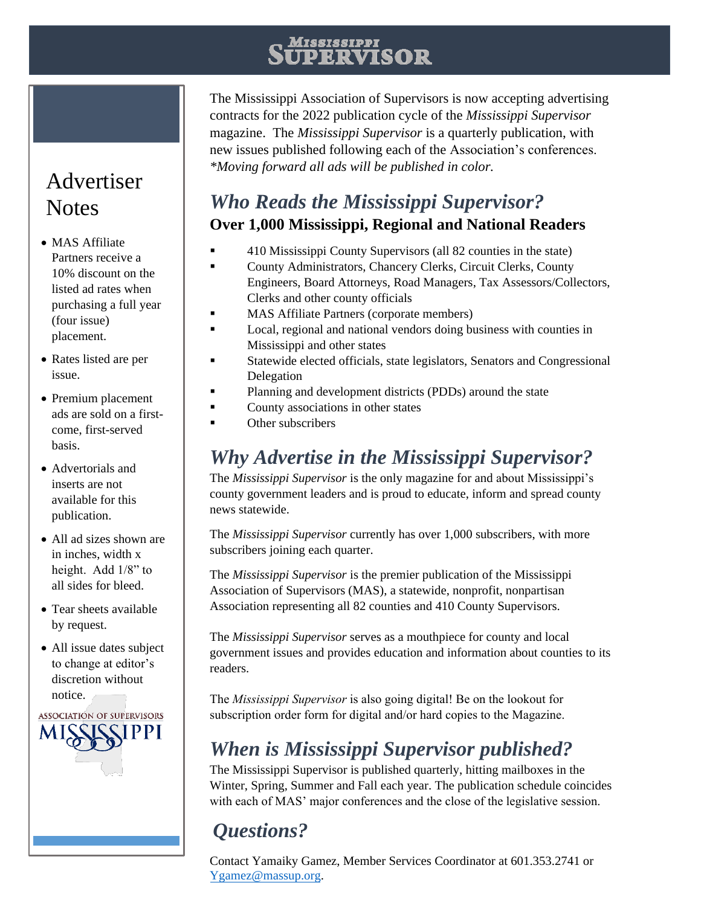# Mississippi Supervisor

## Advertiser Notes

- MAS Affiliate Partners receive a 10% discount on the listed ad rates when purchasing a full year (four issue) placement.
- Rates listed are per issue.
- Premium placement ads are sold on a first-come, first-served basis.
- Advertorials and inserts are not available for this publication.
- All ad sizes shown are in inches, width x height. Add 1/8" to all sides for bleed.
- Tear sheets available by request.
- All issue dates subject to change at editor's discretion without notice.

ASSOCIATION OF SUPERVISORS MISSISSIPPI

The Mississippi Association of Supervisors is now accepting advertising contracts for the 2022 publication cycle of the *Mississippi Supervisor* magazine. The *Mississippi Supervisor* is a quarterly publication, with new issues published following each of the Association's conferences. *\*Moving forward all ads will be published in color.*

## *Who Reads the Mississippi Supervisor?*

**Over 1,000 Mississippi, Regional and National Readers**

- 410 Mississippi County Supervisors (all 82 counties in the state)
- County Administrators, Chancery Clerks, Circuit Clerks, County Engineers, Board Attorneys, Road Managers, Tax Assessors/Collectors, Clerks and other county officials
- MAS Affiliate Partners (corporate members)
- Local, regional and national vendors doing business with counties in Mississippi and other states
- Statewide elected officials, state legislators, Senators and Congressional Delegation
- Planning and development districts (PDDs) around the state
- County associations in other states
- Other subscribers

## *Why Advertise in the Mississippi Supervisor?*

The *Mississippi Supervisor* is the only magazine for and about Mississippi's county government leaders and is proud to educate, inform and spread county news statewide.

The *Mississippi Supervisor* currently has over 1,000 subscribers, with more subscribers joining each quarter.

The *Mississippi Supervisor* is the premier publication of the Mississippi Association of Supervisors (MAS), a statewide, nonprofit, nonpartisan Association representing all 82 counties and 410 County Supervisors.

The *Mississippi Supervisor* serves as a mouthpiece for county and local government issues and provides education and information about counties to its readers.

The *Mississippi Supervisor* is also going digital! Be on the lookout for subscription order form for digital and/or hard copies to the Magazine.

## *When is Mississippi Supervisor published?*

The Mississippi Supervisor is published quarterly, hitting mailboxes in the Winter, Spring, Summer and Fall each year. The publication schedule coincides with each of MAS' major conferences and the close of the legislative session.

## *Questions?*

Contact Yamaiky Gamez, Member Services Coordinator at 601.353.2741 or Ygamez@massup.org.